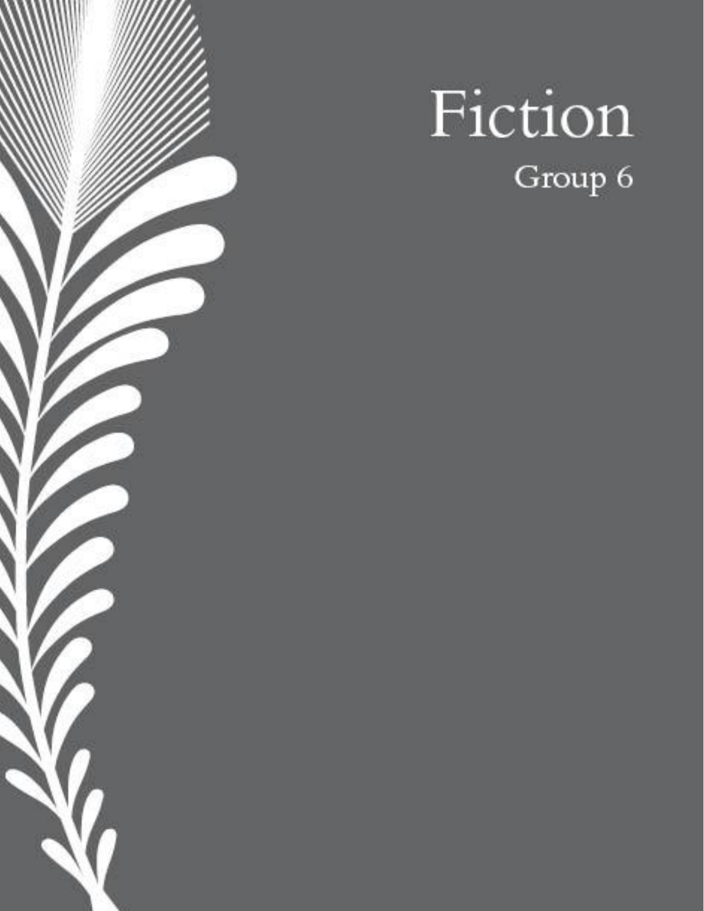# Fiction

Group 6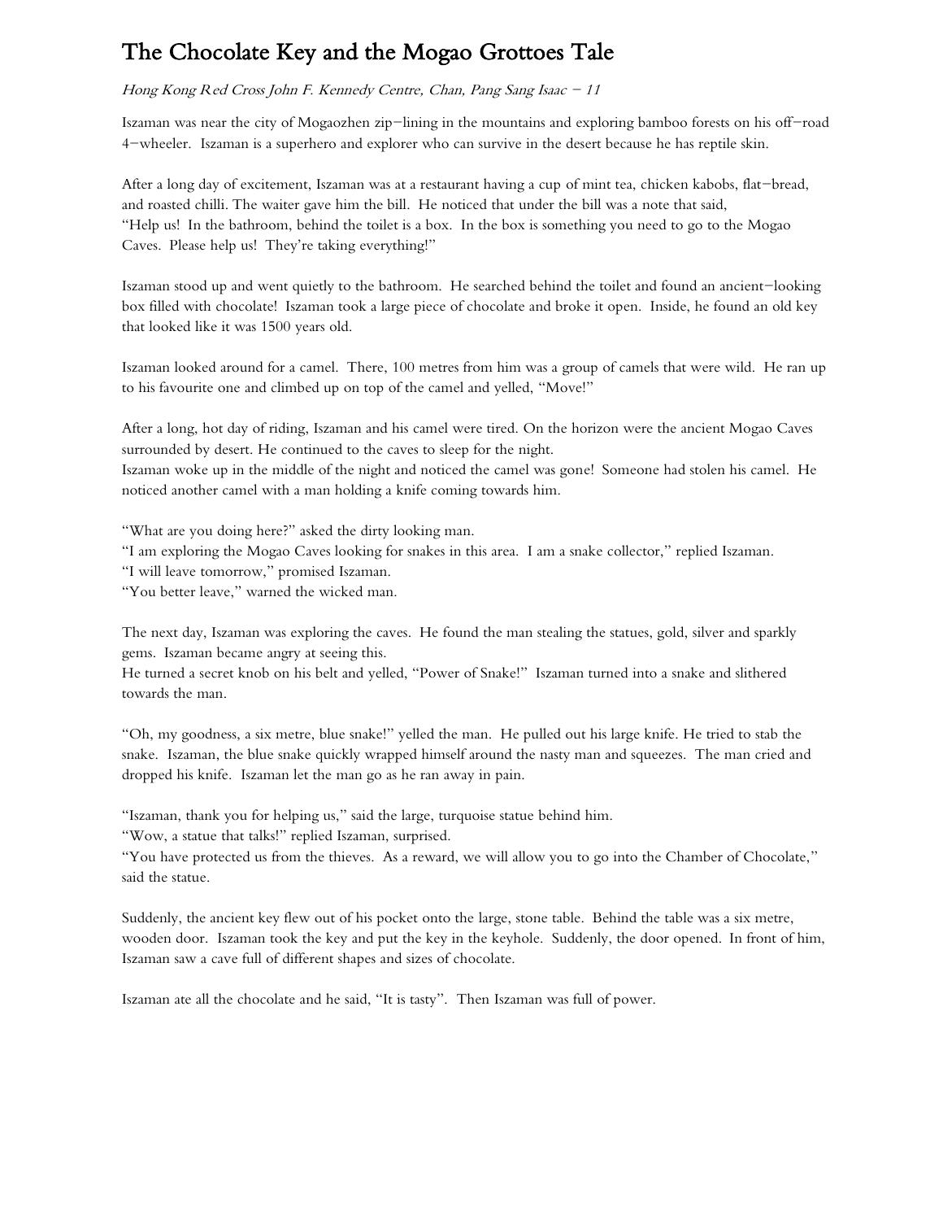# The Chocolate Key and the Mogao Grottoes Tale

*Hong Kong Red Cross John F. Kennedy Centre, Chan, Pang Sang Isaac – 11*

Iszaman was near the city of Mogaozhen zip–lining in the mountains and exploring bamboo forests on his off–road 4–wheeler. Iszaman is a superhero and explorer who can survive in the desert because he has reptile skin.

After a long day of excitement, Iszaman was at a restaurant having a cup of mint tea, chicken kabobs, flat–bread, and roasted chilli. The waiter gave him the bill. He noticed that under the bill was a note that said,
"Help us! In the bathroom, behind the toilet is a box. In the box is something you need to go to the Mogao Caves. Please help us! They're taking everything!"

Iszaman stood up and went quietly to the bathroom. He searched behind the toilet and found an ancient–looking box filled with chocolate! Iszaman took a large piece of chocolate and broke it open. Inside, he found an old key that looked like it was 1500 years old.

Iszaman looked around for a camel. There, 100 metres from him was a group of camels that were wild. He ran up to his favourite one and climbed up on top of the camel and yelled, "Move!"

After a long, hot day of riding, Iszaman and his camel were tired. On the horizon were the ancient Mogao Caves surrounded by desert. He continued to the caves to sleep for the night.
Iszaman woke up in the middle of the night and noticed the camel was gone! Someone had stolen his camel. He noticed another camel with a man holding a knife coming towards him.

"What are you doing here?" asked the dirty looking man.
"I am exploring the Mogao Caves looking for snakes in this area. I am a snake collector," replied Iszaman.
"I will leave tomorrow," promised Iszaman.
"You better leave," warned the wicked man.

The next day, Iszaman was exploring the caves. He found the man stealing the statues, gold, silver and sparkly gems. Iszaman became angry at seeing this.
He turned a secret knob on his belt and yelled, "Power of Snake!" Iszaman turned into a snake and slithered towards the man.

"Oh, my goodness, a six metre, blue snake!" yelled the man. He pulled out his large knife. He tried to stab the snake. Iszaman, the blue snake quickly wrapped himself around the nasty man and squeezes. The man cried and dropped his knife. Iszaman let the man go as he ran away in pain.

"Iszaman, thank you for helping us," said the large, turquoise statue behind him.
"Wow, a statue that talks!" replied Iszaman, surprised.
"You have protected us from the thieves. As a reward, we will allow you to go into the Chamber of Chocolate," said the statue.

Suddenly, the ancient key flew out of his pocket onto the large, stone table. Behind the table was a six metre, wooden door. Iszaman took the key and put the key in the keyhole. Suddenly, the door opened. In front of him, Iszaman saw a cave full of different shapes and sizes of chocolate.

Iszaman ate all the chocolate and he said, "It is tasty". Then Iszaman was full of power.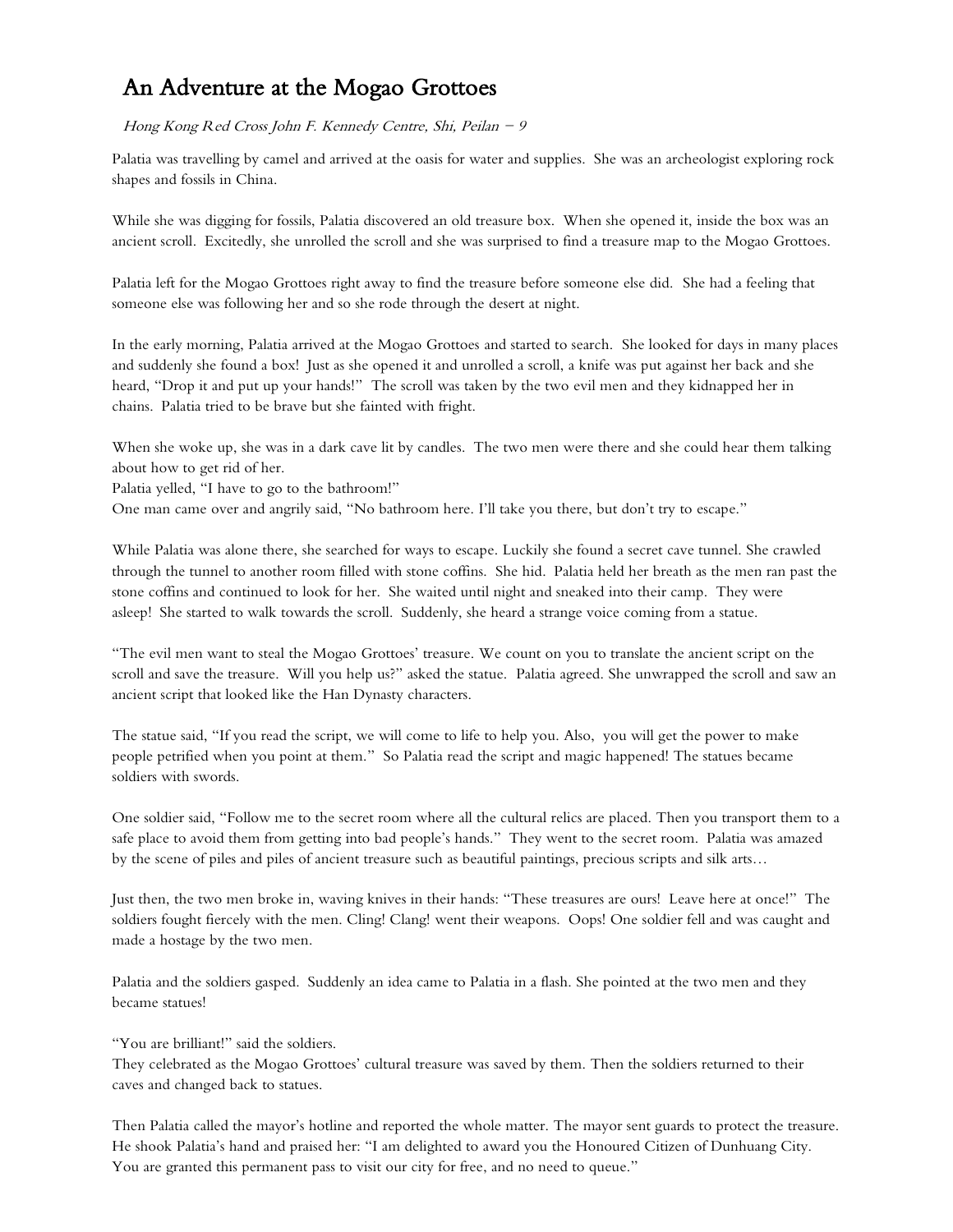# An Adventure at the Mogao Grottoes

*Hong Kong Red Cross John F. Kennedy Centre, Shi, Peilan – 9*

Palatia was travelling by camel and arrived at the oasis for water and supplies. She was an archeologist exploring rock shapes and fossils in China.

While she was digging for fossils, Palatia discovered an old treasure box. When she opened it, inside the box was an ancient scroll. Excitedly, she unrolled the scroll and she was surprised to find a treasure map to the Mogao Grottoes.

Palatia left for the Mogao Grottoes right away to find the treasure before someone else did. She had a feeling that someone else was following her and so she rode through the desert at night.

In the early morning, Palatia arrived at the Mogao Grottoes and started to search. She looked for days in many places and suddenly she found a box! Just as she opened it and unrolled a scroll, a knife was put against her back and she heard, "Drop it and put up your hands!" The scroll was taken by the two evil men and they kidnapped her in chains. Palatia tried to be brave but she fainted with fright.

When she woke up, she was in a dark cave lit by candles. The two men were there and she could hear them talking about how to get rid of her.
Palatia yelled, "I have to go to the bathroom!"
One man came over and angrily said, "No bathroom here. I'll take you there, but don't try to escape."

While Palatia was alone there, she searched for ways to escape. Luckily she found a secret cave tunnel. She crawled through the tunnel to another room filled with stone coffins. She hid. Palatia held her breath as the men ran past the stone coffins and continued to look for her. She waited until night and sneaked into their camp. They were asleep! She started to walk towards the scroll. Suddenly, she heard a strange voice coming from a statue.

"The evil men want to steal the Mogao Grottoes' treasure. We count on you to translate the ancient script on the scroll and save the treasure. Will you help us?" asked the statue. Palatia agreed. She unwrapped the scroll and saw an ancient script that looked like the Han Dynasty characters.

The statue said, "If you read the script, we will come to life to help you. Also, you will get the power to make people petrified when you point at them." So Palatia read the script and magic happened! The statues became soldiers with swords.

One soldier said, "Follow me to the secret room where all the cultural relics are placed. Then you transport them to a safe place to avoid them from getting into bad people's hands." They went to the secret room. Palatia was amazed by the scene of piles and piles of ancient treasure such as beautiful paintings, precious scripts and silk arts…

Just then, the two men broke in, waving knives in their hands: "These treasures are ours! Leave here at once!" The soldiers fought fiercely with the men. Cling! Clang! went their weapons. Oops! One soldier fell and was caught and made a hostage by the two men.

Palatia and the soldiers gasped. Suddenly an idea came to Palatia in a flash. She pointed at the two men and they became statues!

"You are brilliant!" said the soldiers.
They celebrated as the Mogao Grottoes' cultural treasure was saved by them. Then the soldiers returned to their caves and changed back to statues.

Then Palatia called the mayor's hotline and reported the whole matter. The mayor sent guards to protect the treasure. He shook Palatia's hand and praised her: "I am delighted to award you the Honoured Citizen of Dunhuang City. You are granted this permanent pass to visit our city for free, and no need to queue."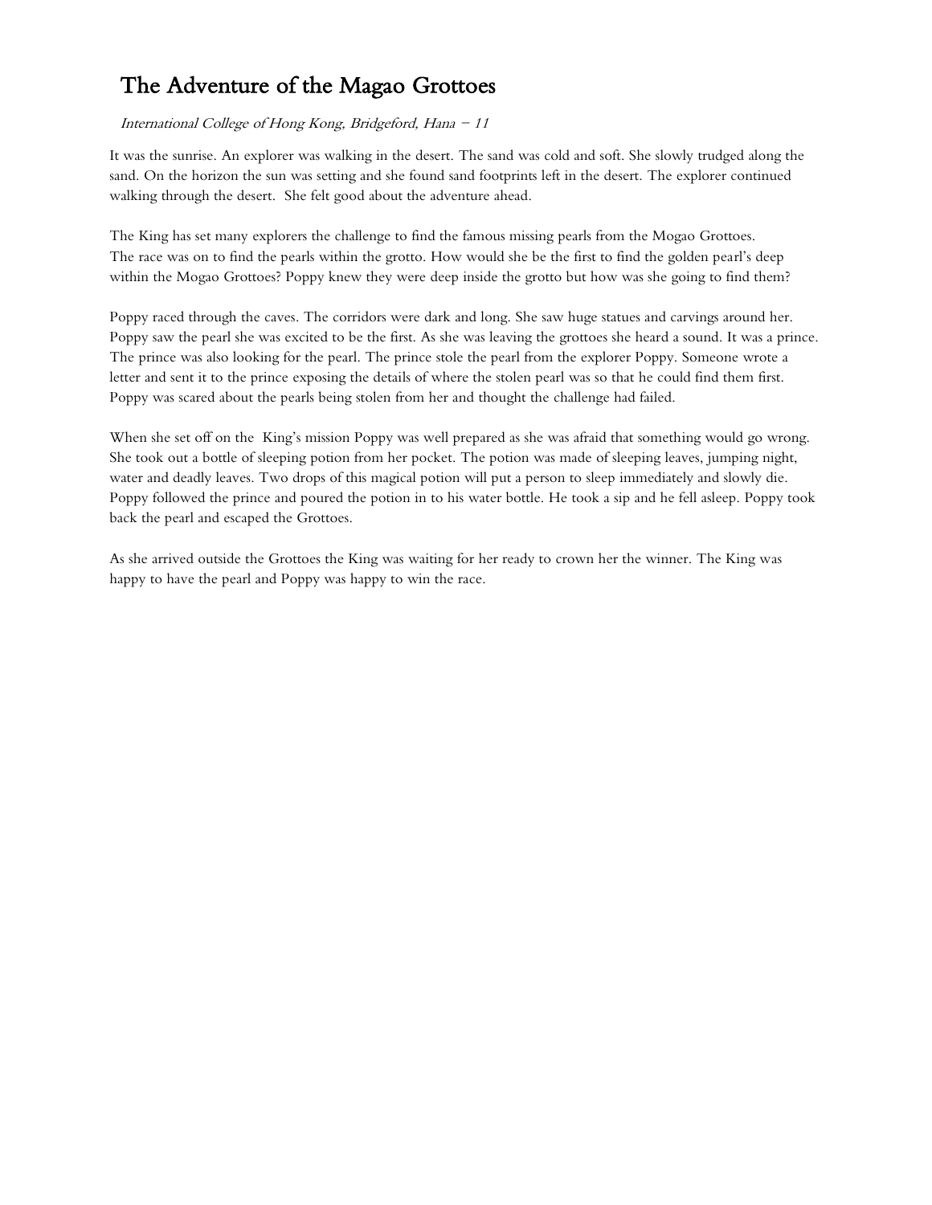# The Adventure of the Magao Grottoes

*International College of Hong Kong, Bridgeford, Hana – 11*

It was the sunrise. An explorer was walking in the desert. The sand was cold and soft. She slowly trudged along the sand. On the horizon the sun was setting and she found sand footprints left in the desert. The explorer continued walking through the desert.  She felt good about the adventure ahead.

The King has set many explorers the challenge to find the famous missing pearls from the Mogao Grottoes.
The race was on to find the pearls within the grotto. How would she be the first to find the golden pearl's deep within the Mogao Grottoes? Poppy knew they were deep inside the grotto but how was she going to find them?

Poppy raced through the caves. The corridors were dark and long. She saw huge statues and carvings around her. Poppy saw the pearl she was excited to be the first. As she was leaving the grottoes she heard a sound. It was a prince. The prince was also looking for the pearl. The prince stole the pearl from the explorer Poppy. Someone wrote a letter and sent it to the prince exposing the details of where the stolen pearl was so that he could find them first. Poppy was scared about the pearls being stolen from her and thought the challenge had failed.

When she set off on the  King's mission Poppy was well prepared as she was afraid that something would go wrong. She took out a bottle of sleeping potion from her pocket. The potion was made of sleeping leaves, jumping night, water and deadly leaves. Two drops of this magical potion will put a person to sleep immediately and slowly die. Poppy followed the prince and poured the potion in to his water bottle. He took a sip and he fell asleep. Poppy took back the pearl and escaped the Grottoes.

As she arrived outside the Grottoes the King was waiting for her ready to crown her the winner. The King was happy to have the pearl and Poppy was happy to win the race.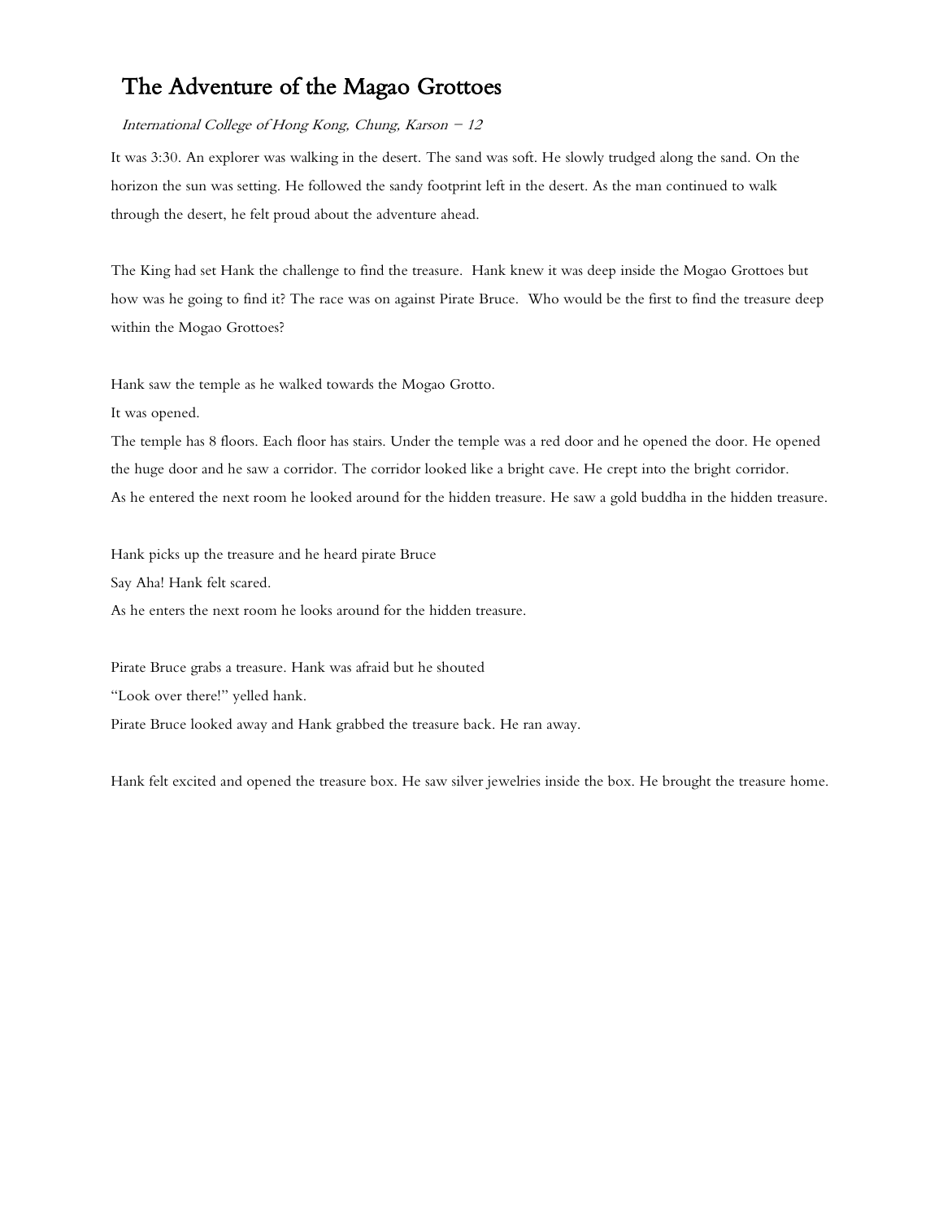# The Adventure of the Magao Grottoes

*International College of Hong Kong, Chung, Karson – 12*

It was 3:30. An explorer was walking in the desert. The sand was soft. He slowly trudged along the sand. On the horizon the sun was setting. He followed the sandy footprint left in the desert. As the man continued to walk through the desert, he felt proud about the adventure ahead.

The King had set Hank the challenge to find the treasure. Hank knew it was deep inside the Mogao Grottoes but how was he going to find it? The race was on against Pirate Bruce. Who would be the first to find the treasure deep within the Mogao Grottoes?

Hank saw the temple as he walked towards the Mogao Grotto.
It was opened.
The temple has 8 floors. Each floor has stairs. Under the temple was a red door and he opened the door. He opened the huge door and he saw a corridor. The corridor looked like a bright cave. He crept into the bright corridor.
As he entered the next room he looked around for the hidden treasure. He saw a gold buddha in the hidden treasure.

Hank picks up the treasure and he heard pirate Bruce
Say Aha! Hank felt scared.
As he enters the next room he looks around for the hidden treasure.

Pirate Bruce grabs a treasure. Hank was afraid but he shouted
"Look over there!" yelled hank.
Pirate Bruce looked away and Hank grabbed the treasure back. He ran away.

Hank felt excited and opened the treasure box. He saw silver jewelries inside the box. He brought the treasure home.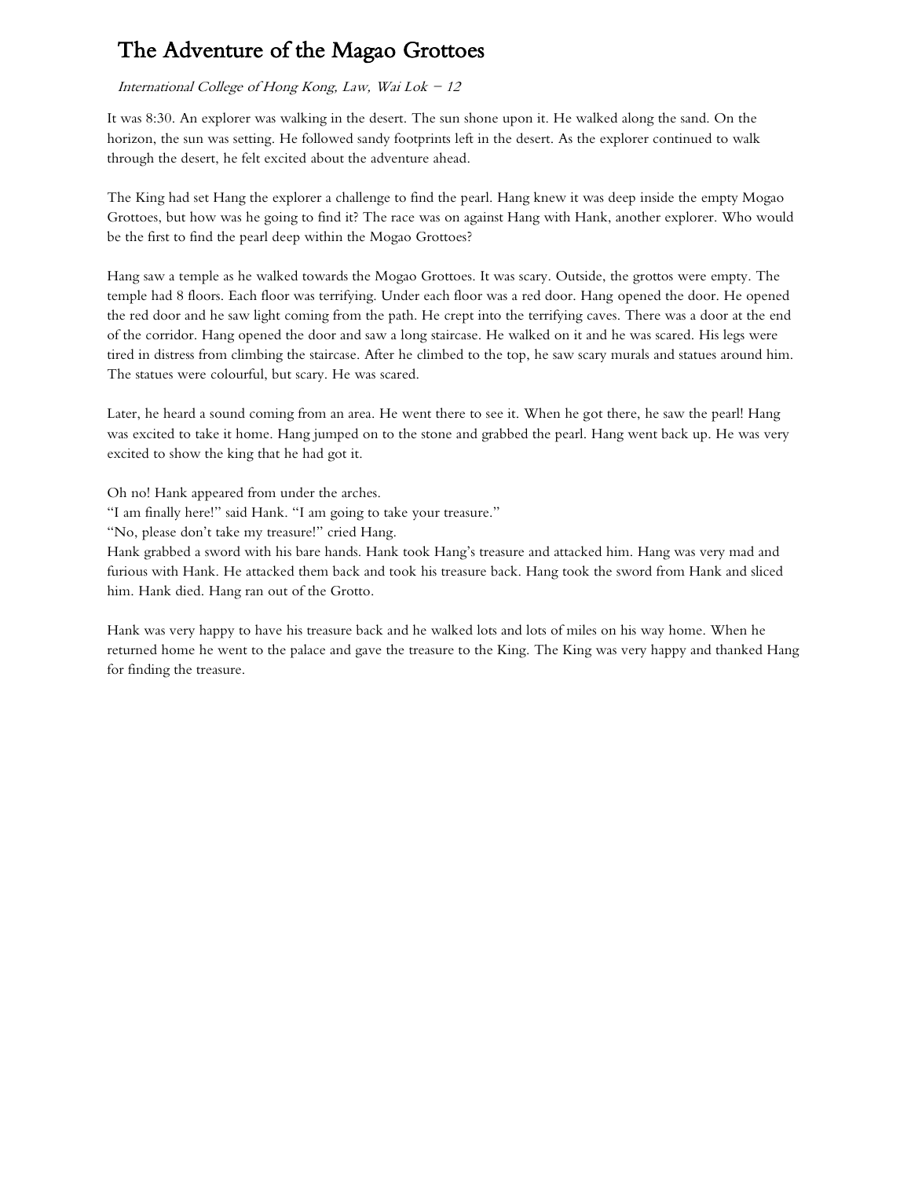# The Adventure of the Magao Grottoes

*International College of Hong Kong, Law, Wai Lok – 12*

It was 8:30. An explorer was walking in the desert. The sun shone upon it. He walked along the sand. On the horizon, the sun was setting. He followed sandy footprints left in the desert. As the explorer continued to walk through the desert, he felt excited about the adventure ahead.

The King had set Hang the explorer a challenge to find the pearl. Hang knew it was deep inside the empty Mogao Grottoes, but how was he going to find it? The race was on against Hang with Hank, another explorer. Who would be the first to find the pearl deep within the Mogao Grottoes?

Hang saw a temple as he walked towards the Mogao Grottoes. It was scary. Outside, the grottos were empty. The temple had 8 floors. Each floor was terrifying. Under each floor was a red door. Hang opened the door. He opened the red door and he saw light coming from the path. He crept into the terrifying caves. There was a door at the end of the corridor. Hang opened the door and saw a long staircase. He walked on it and he was scared. His legs were tired in distress from climbing the staircase. After he climbed to the top, he saw scary murals and statues around him. The statues were colourful, but scary. He was scared.

Later, he heard a sound coming from an area. He went there to see it. When he got there, he saw the pearl! Hang was excited to take it home. Hang jumped on to the stone and grabbed the pearl. Hang went back up. He was very excited to show the king that he had got it.

Oh no! Hank appeared from under the arches.
"I am finally here!" said Hank. "I am going to take your treasure."
"No, please don't take my treasure!" cried Hang.
Hank grabbed a sword with his bare hands. Hank took Hang's treasure and attacked him. Hang was very mad and furious with Hank. He attacked them back and took his treasure back. Hang took the sword from Hank and sliced him. Hank died. Hang ran out of the Grotto.

Hank was very happy to have his treasure back and he walked lots and lots of miles on his way home. When he returned home he went to the palace and gave the treasure to the King. The King was very happy and thanked Hang for finding the treasure.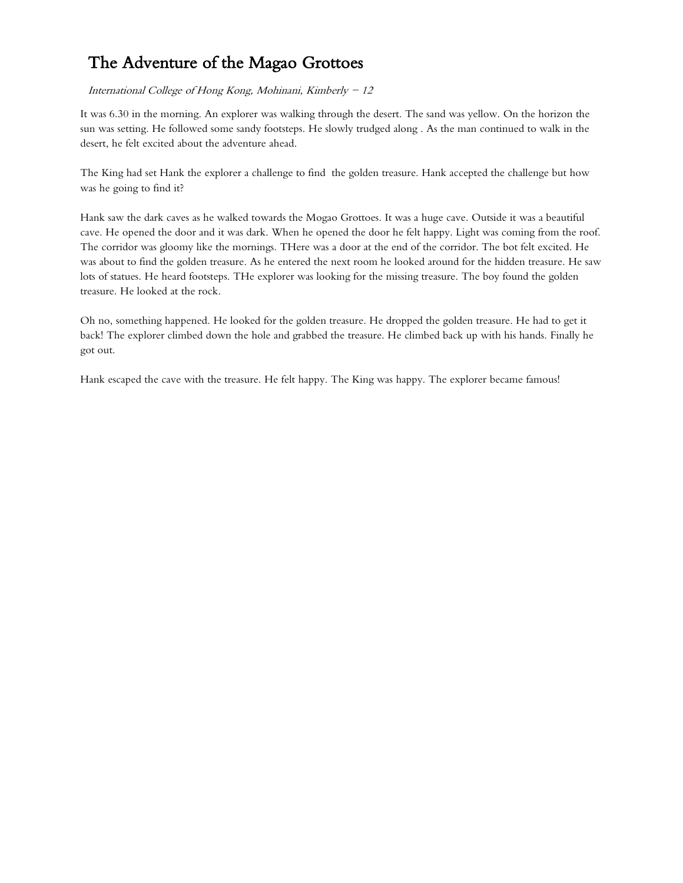# The Adventure of the Magao Grottoes

*International College of Hong Kong, Mohinani, Kimberly – 12*

It was 6.30 in the morning. An explorer was walking through the desert. The sand was yellow. On the horizon the sun was setting. He followed some sandy footsteps. He slowly trudged along . As the man continued to walk in the desert, he felt excited about the adventure ahead.

The King had set Hank the explorer a challenge to find  the golden treasure. Hank accepted the challenge but how was he going to find it?

Hank saw the dark caves as he walked towards the Mogao Grottoes. It was a huge cave. Outside it was a beautiful cave. He opened the door and it was dark. When he opened the door he felt happy. Light was coming from the roof. The corridor was gloomy like the mornings. THere was a door at the end of the corridor. The bot felt excited. He was about to find the golden treasure. As he entered the next room he looked around for the hidden treasure. He saw lots of statues. He heard footsteps. THe explorer was looking for the missing treasure. The boy found the golden treasure. He looked at the rock.

Oh no, something happened. He looked for the golden treasure. He dropped the golden treasure. He had to get it back! The explorer climbed down the hole and grabbed the treasure. He climbed back up with his hands. Finally he got out.

Hank escaped the cave with the treasure. He felt happy. The King was happy. The explorer became famous!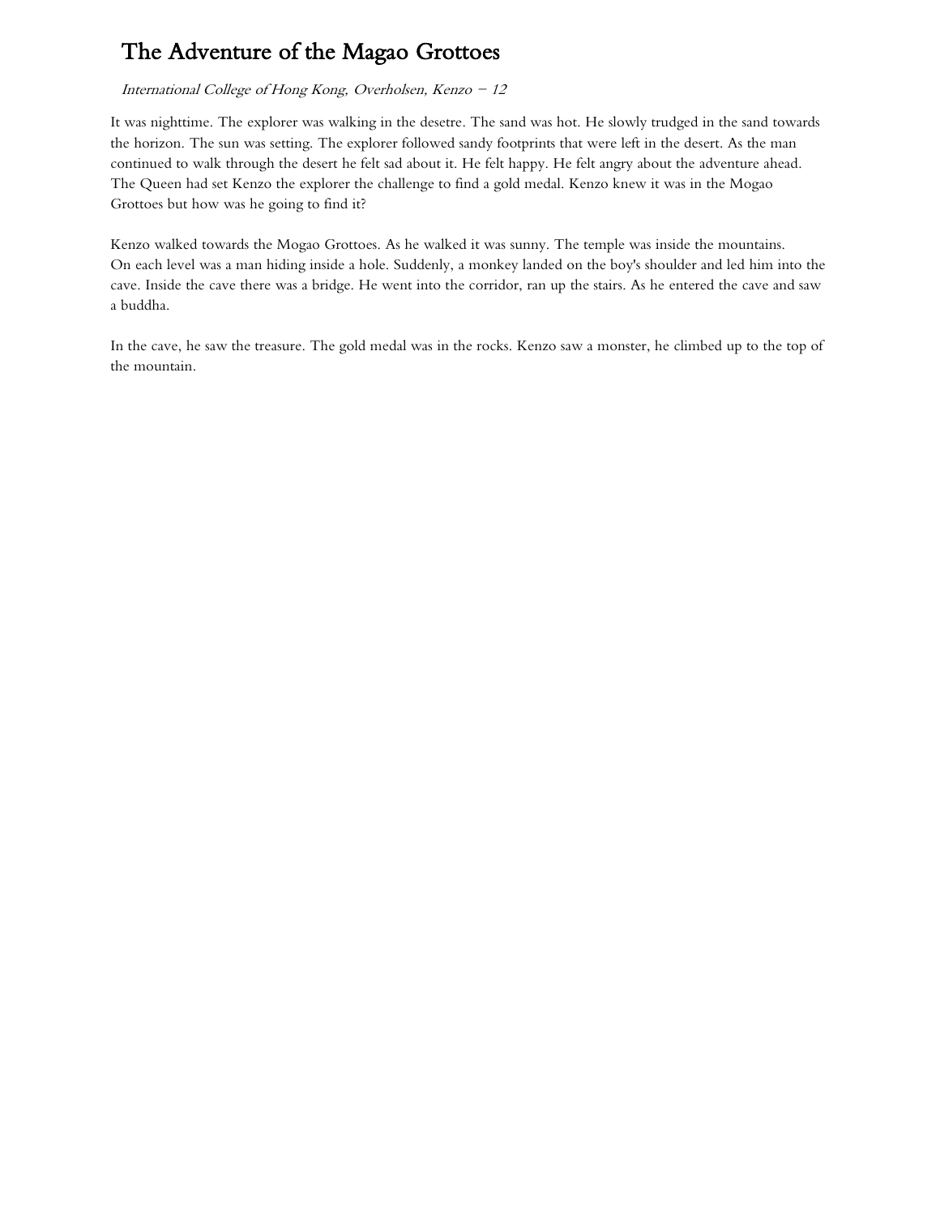# The Adventure of the Magao Grottoes

*International College of Hong Kong, Overholsen, Kenzo – 12*

It was nighttime. The explorer was walking in the desetre. The sand was hot. He slowly trudged in the sand towards the horizon. The sun was setting. The explorer followed sandy footprints that were left in the desert. As the man continued to walk through the desert he felt sad about it. He felt happy. He felt angry about the adventure ahead. The Queen had set Kenzo the explorer the challenge to find a gold medal. Kenzo knew it was in the Mogao Grottoes but how was he going to find it?

Kenzo walked towards the Mogao Grottoes. As he walked it was sunny. The temple was inside the mountains.
On each level was a man hiding inside a hole. Suddenly, a monkey landed on the boy's shoulder and led him into the cave. Inside the cave there was a bridge. He went into the corridor, ran up the stairs. As he entered the cave and saw a buddha.

In the cave, he saw the treasure. The gold medal was in the rocks. Kenzo saw a monster, he climbed up to the top of the mountain.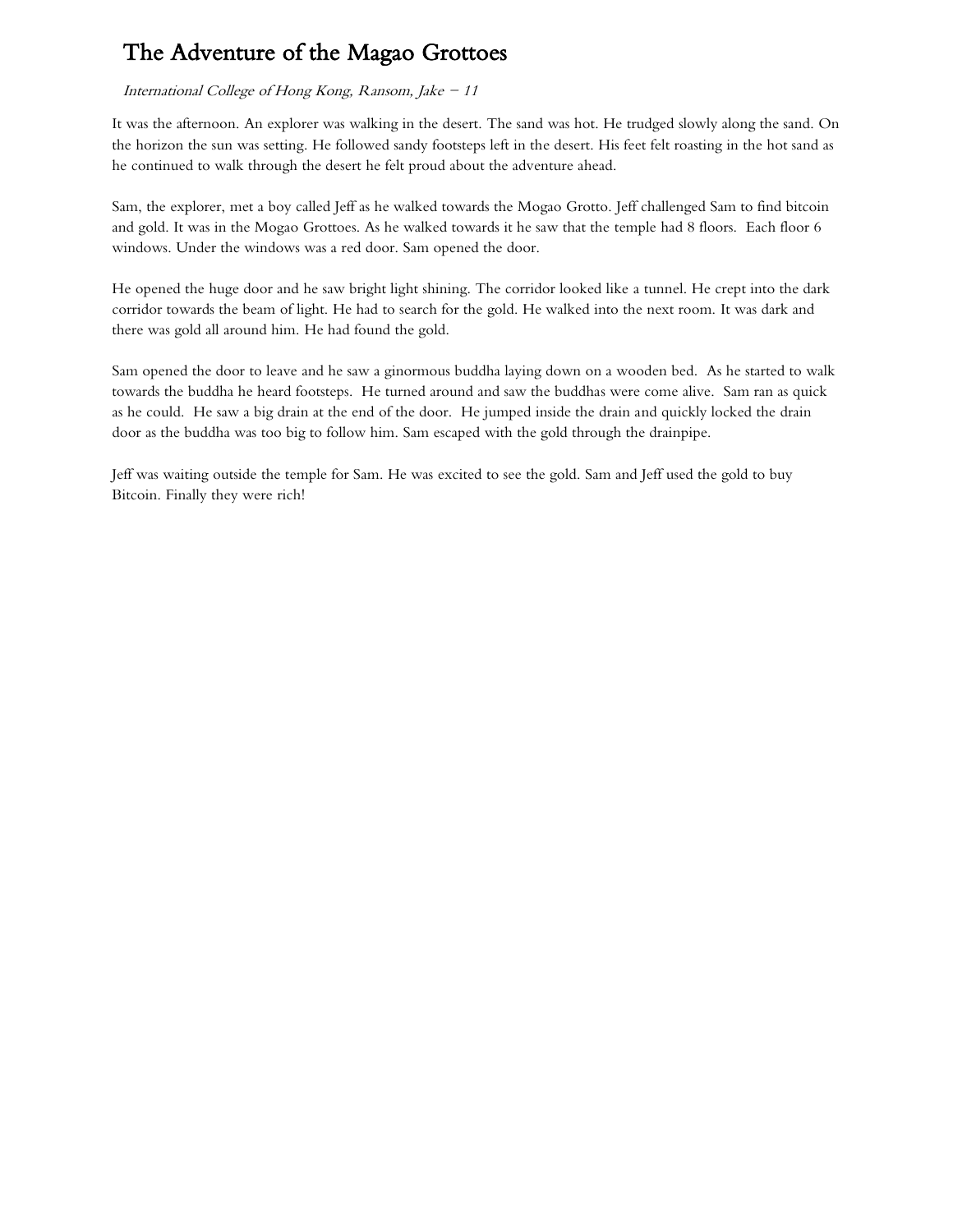# The Adventure of the Magao Grottoes

*International College of Hong Kong, Ransom, Jake – 11*

It was the afternoon. An explorer was walking in the desert. The sand was hot. He trudged slowly along the sand. On the horizon the sun was setting. He followed sandy footsteps left in the desert. His feet felt roasting in the hot sand as he continued to walk through the desert he felt proud about the adventure ahead.

Sam, the explorer, met a boy called Jeff as he walked towards the Mogao Grotto. Jeff challenged Sam to find bitcoin and gold. It was in the Mogao Grottoes. As he walked towards it he saw that the temple had 8 floors. Each floor 6 windows. Under the windows was a red door. Sam opened the door.

He opened the huge door and he saw bright light shining. The corridor looked like a tunnel. He crept into the dark corridor towards the beam of light. He had to search for the gold. He walked into the next room. It was dark and there was gold all around him. He had found the gold.

Sam opened the door to leave and he saw a ginormous buddha laying down on a wooden bed. As he started to walk towards the buddha he heard footsteps. He turned around and saw the buddhas were come alive. Sam ran as quick as he could. He saw a big drain at the end of the door. He jumped inside the drain and quickly locked the drain door as the buddha was too big to follow him. Sam escaped with the gold through the drainpipe.

Jeff was waiting outside the temple for Sam. He was excited to see the gold. Sam and Jeff used the gold to buy Bitcoin. Finally they were rich!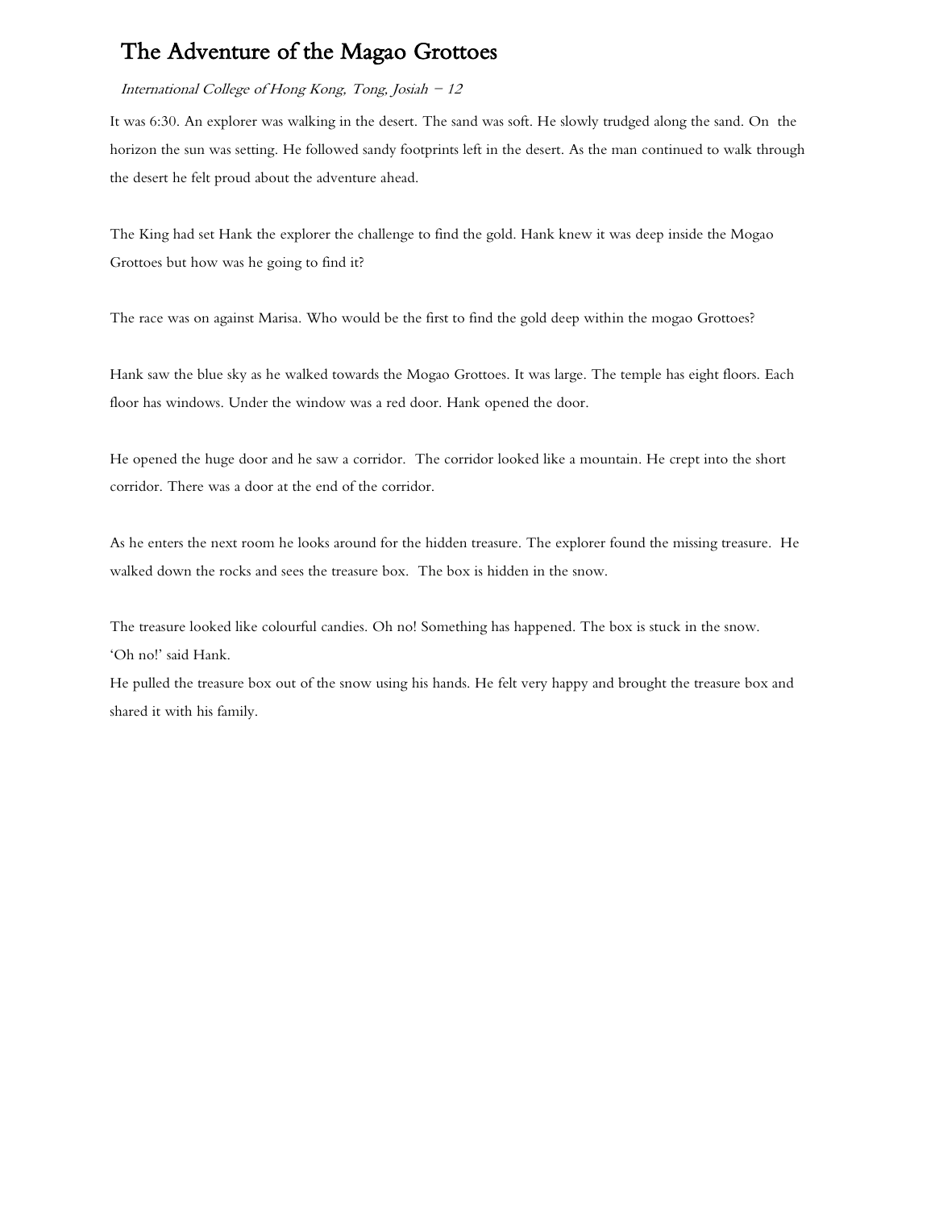# The Adventure of the Magao Grottoes

*International College of Hong Kong, Tong, Josiah – 12*

It was 6:30. An explorer was walking in the desert. The sand was soft. He slowly trudged along the sand. On the horizon the sun was setting. He followed sandy footprints left in the desert. As the man continued to walk through the desert he felt proud about the adventure ahead.

The King had set Hank the explorer the challenge to find the gold. Hank knew it was deep inside the Mogao Grottoes but how was he going to find it?

The race was on against Marisa. Who would be the first to find the gold deep within the mogao Grottoes?

Hank saw the blue sky as he walked towards the Mogao Grottoes. It was large. The temple has eight floors. Each floor has windows. Under the window was a red door. Hank opened the door.

He opened the huge door and he saw a corridor. The corridor looked like a mountain. He crept into the short corridor. There was a door at the end of the corridor.

As he enters the next room he looks around for the hidden treasure. The explorer found the missing treasure. He walked down the rocks and sees the treasure box. The box is hidden in the snow.

The treasure looked like colourful candies. Oh no! Something has happened. The box is stuck in the snow.
'Oh no!' said Hank.
He pulled the treasure box out of the snow using his hands. He felt very happy and brought the treasure box and shared it with his family.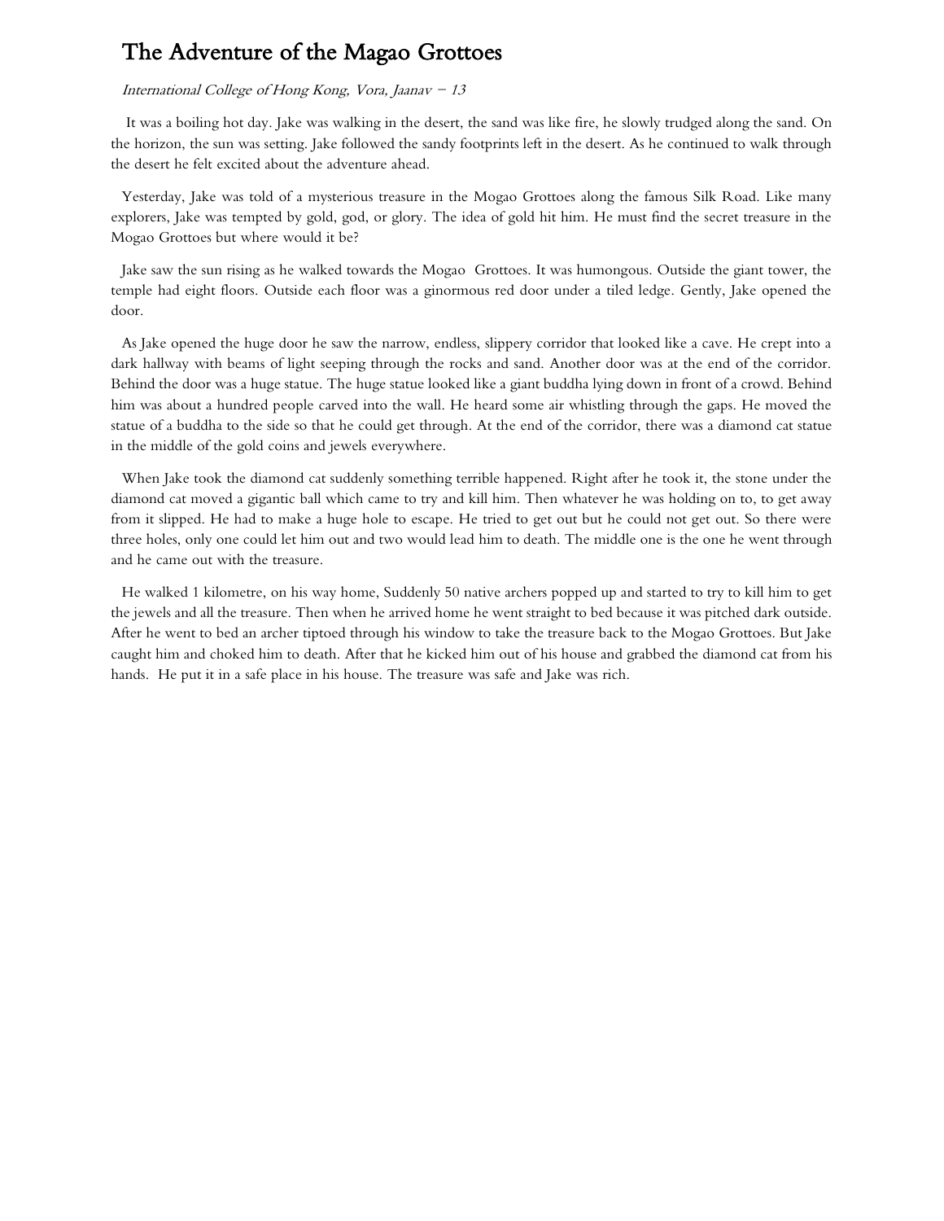# The Adventure of the Magao Grottoes

*International College of Hong Kong, Vora, Jaanav – 13*

It was a boiling hot day. Jake was walking in the desert, the sand was like fire, he slowly trudged along the sand. On the horizon, the sun was setting. Jake followed the sandy footprints left in the desert. As he continued to walk through the desert he felt excited about the adventure ahead.

Yesterday, Jake was told of a mysterious treasure in the Mogao Grottoes along the famous Silk Road. Like many explorers, Jake was tempted by gold, god, or glory. The idea of gold hit him. He must find the secret treasure in the Mogao Grottoes but where would it be?

Jake saw the sun rising as he walked towards the Mogao Grottoes. It was humongous. Outside the giant tower, the temple had eight floors. Outside each floor was a ginormous red door under a tiled ledge. Gently, Jake opened the door.

As Jake opened the huge door he saw the narrow, endless, slippery corridor that looked like a cave. He crept into a dark hallway with beams of light seeping through the rocks and sand. Another door was at the end of the corridor. Behind the door was a huge statue. The huge statue looked like a giant buddha lying down in front of a crowd. Behind him was about a hundred people carved into the wall. He heard some air whistling through the gaps. He moved the statue of a buddha to the side so that he could get through. At the end of the corridor, there was a diamond cat statue in the middle of the gold coins and jewels everywhere.

When Jake took the diamond cat suddenly something terrible happened. Right after he took it, the stone under the diamond cat moved a gigantic ball which came to try and kill him. Then whatever he was holding on to, to get away from it slipped. He had to make a huge hole to escape. He tried to get out but he could not get out. So there were three holes, only one could let him out and two would lead him to death. The middle one is the one he went through and he came out with the treasure.

He walked 1 kilometre, on his way home, Suddenly 50 native archers popped up and started to try to kill him to get the jewels and all the treasure. Then when he arrived home he went straight to bed because it was pitched dark outside. After he went to bed an archer tiptoed through his window to take the treasure back to the Mogao Grottoes. But Jake caught him and choked him to death. After that he kicked him out of his house and grabbed the diamond cat from his hands. He put it in a safe place in his house. The treasure was safe and Jake was rich.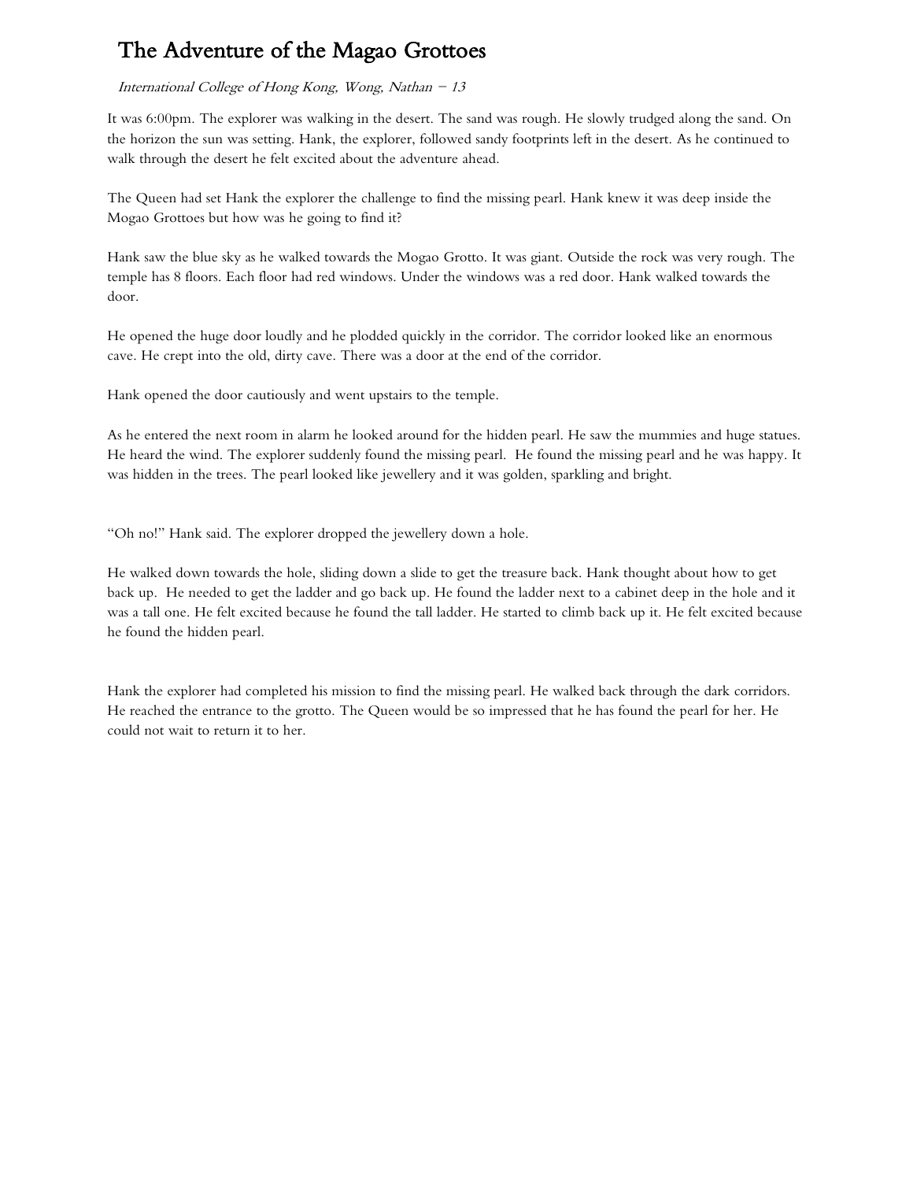# The Adventure of the Magao Grottoes

*International College of Hong Kong, Wong, Nathan – 13*

It was 6:00pm. The explorer was walking in the desert. The sand was rough. He slowly trudged along the sand. On the horizon the sun was setting. Hank, the explorer, followed sandy footprints left in the desert. As he continued to walk through the desert he felt excited about the adventure ahead.

The Queen had set Hank the explorer the challenge to find the missing pearl. Hank knew it was deep inside the Mogao Grottoes but how was he going to find it?

Hank saw the blue sky as he walked towards the Mogao Grotto. It was giant. Outside the rock was very rough. The temple has 8 floors. Each floor had red windows. Under the windows was a red door. Hank walked towards the door.

He opened the huge door loudly and he plodded quickly in the corridor. The corridor looked like an enormous cave. He crept into the old, dirty cave. There was a door at the end of the corridor.

Hank opened the door cautiously and went upstairs to the temple.

As he entered the next room in alarm he looked around for the hidden pearl. He saw the mummies and huge statues. He heard the wind. The explorer suddenly found the missing pearl. He found the missing pearl and he was happy. It was hidden in the trees. The pearl looked like jewellery and it was golden, sparkling and bright.

"Oh no!" Hank said. The explorer dropped the jewellery down a hole.

He walked down towards the hole, sliding down a slide to get the treasure back. Hank thought about how to get back up. He needed to get the ladder and go back up. He found the ladder next to a cabinet deep in the hole and it was a tall one. He felt excited because he found the tall ladder. He started to climb back up it. He felt excited because he found the hidden pearl.

Hank the explorer had completed his mission to find the missing pearl. He walked back through the dark corridors. He reached the entrance to the grotto. The Queen would be so impressed that he has found the pearl for her. He could not wait to return it to her.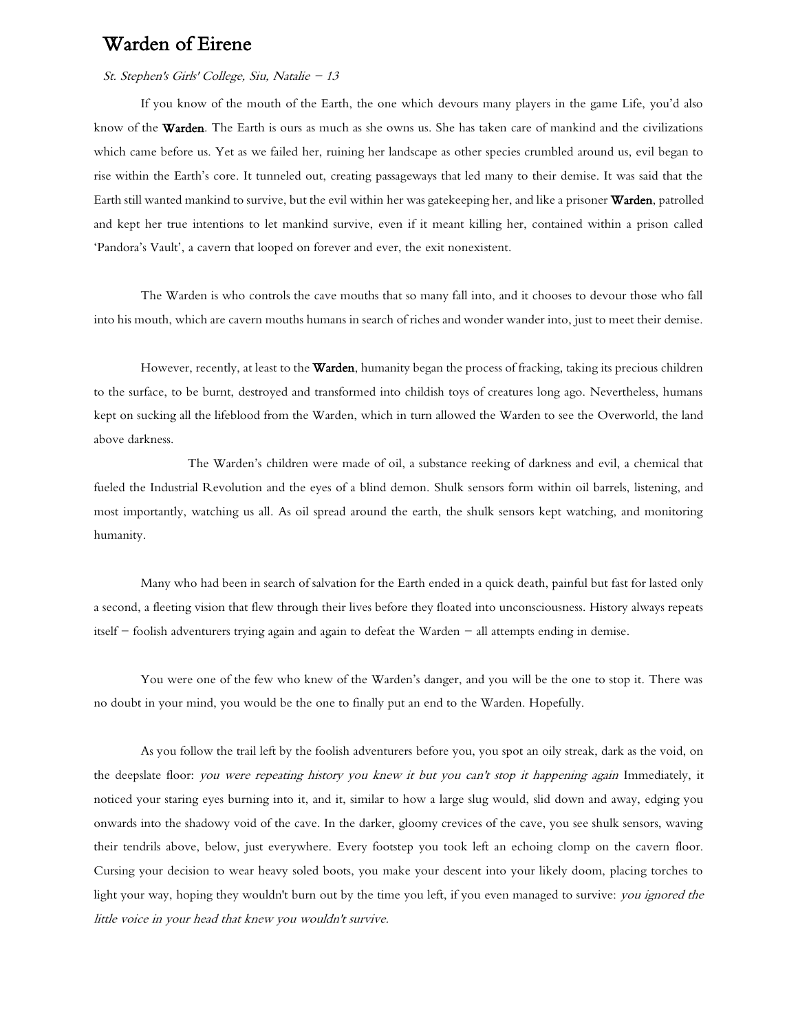# Warden of Eirene

*St. Stephen's Girls' College, Siu, Natalie – 13*

If you know of the mouth of the Earth, the one which devours many players in the game Life, you'd also know of the **Warden**. The Earth is ours as much as she owns us. She has taken care of mankind and the civilizations which came before us. Yet as we failed her, ruining her landscape as other species crumbled around us, evil began to rise within the Earth's core. It tunneled out, creating passageways that led many to their demise. It was said that the Earth still wanted mankind to survive, but the evil within her was gatekeeping her, and like a prisoner **Warden**, patrolled and kept her true intentions to let mankind survive, even if it meant killing her, contained within a prison called 'Pandora's Vault', a cavern that looped on forever and ever, the exit nonexistent.

The Warden is who controls the cave mouths that so many fall into, and it chooses to devour those who fall into his mouth, which are cavern mouths humans in search of riches and wonder wander into, just to meet their demise.

However, recently, at least to the **Warden**, humanity began the process of fracking, taking its precious children to the surface, to be burnt, destroyed and transformed into childish toys of creatures long ago. Nevertheless, humans kept on sucking all the lifeblood from the Warden, which in turn allowed the Warden to see the Overworld, the land above darkness.

The Warden's children were made of oil, a substance reeking of darkness and evil, a chemical that fueled the Industrial Revolution and the eyes of a blind demon. Shulk sensors form within oil barrels, listening, and most importantly, watching us all. As oil spread around the earth, the shulk sensors kept watching, and monitoring humanity.

Many who had been in search of salvation for the Earth ended in a quick death, painful but fast for lasted only a second, a fleeting vision that flew through their lives before they floated into unconsciousness. History always repeats itself – foolish adventurers trying again and again to defeat the Warden – all attempts ending in demise.

You were one of the few who knew of the Warden's danger, and you will be the one to stop it. There was no doubt in your mind, you would be the one to finally put an end to the Warden. Hopefully.

As you follow the trail left by the foolish adventurers before you, you spot an oily streak, dark as the void, on the deepslate floor: *you were repeating history you knew it but you can't stop it happening again* Immediately, it noticed your staring eyes burning into it, and it, similar to how a large slug would, slid down and away, edging you onwards into the shadowy void of the cave. In the darker, gloomy crevices of the cave, you see shulk sensors, waving their tendrils above, below, just everywhere. Every footstep you took left an echoing clomp on the cavern floor. Cursing your decision to wear heavy soled boots, you make your descent into your likely doom, placing torches to light your way, hoping they wouldn't burn out by the time you left, if you even managed to survive: *you ignored the little voice in your head that knew you wouldn't survive.*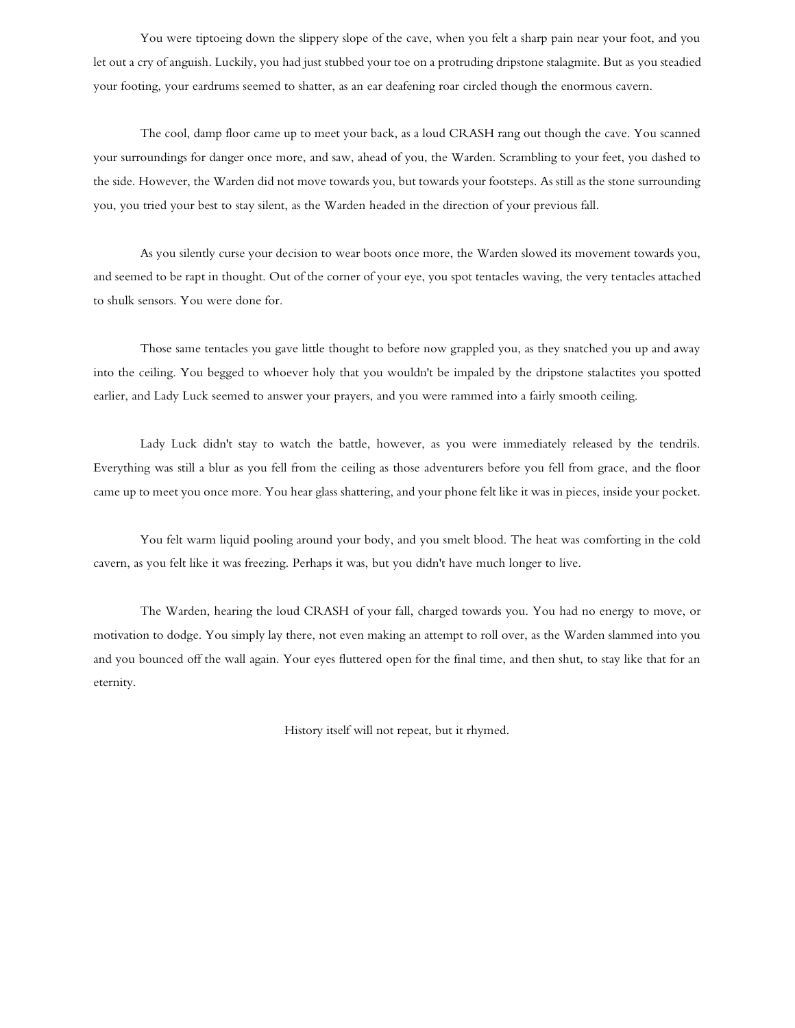You were tiptoeing down the slippery slope of the cave, when you felt a sharp pain near your foot, and you let out a cry of anguish. Luckily, you had just stubbed your toe on a protruding dripstone stalagmite. But as you steadied your footing, your eardrums seemed to shatter, as an ear deafening roar circled though the enormous cavern.

The cool, damp floor came up to meet your back, as a loud CRASH rang out though the cave. You scanned your surroundings for danger once more, and saw, ahead of you, the Warden. Scrambling to your feet, you dashed to the side. However, the Warden did not move towards you, but towards your footsteps. As still as the stone surrounding you, you tried your best to stay silent, as the Warden headed in the direction of your previous fall.

As you silently curse your decision to wear boots once more, the Warden slowed its movement towards you, and seemed to be rapt in thought. Out of the corner of your eye, you spot tentacles waving, the very tentacles attached to shulk sensors. You were done for.

Those same tentacles you gave little thought to before now grappled you, as they snatched you up and away into the ceiling. You begged to whoever holy that you wouldn't be impaled by the dripstone stalactites you spotted earlier, and Lady Luck seemed to answer your prayers, and you were rammed into a fairly smooth ceiling.

Lady Luck didn't stay to watch the battle, however, as you were immediately released by the tendrils. Everything was still a blur as you fell from the ceiling as those adventurers before you fell from grace, and the floor came up to meet you once more. You hear glass shattering, and your phone felt like it was in pieces, inside your pocket.

You felt warm liquid pooling around your body, and you smelt blood. The heat was comforting in the cold cavern, as you felt like it was freezing. Perhaps it was, but you didn't have much longer to live.

The Warden, hearing the loud CRASH of your fall, charged towards you. You had no energy to move, or motivation to dodge. You simply lay there, not even making an attempt to roll over, as the Warden slammed into you and you bounced off the wall again. Your eyes fluttered open for the final time, and then shut, to stay like that for an eternity.

History itself will not repeat, but it rhymed.